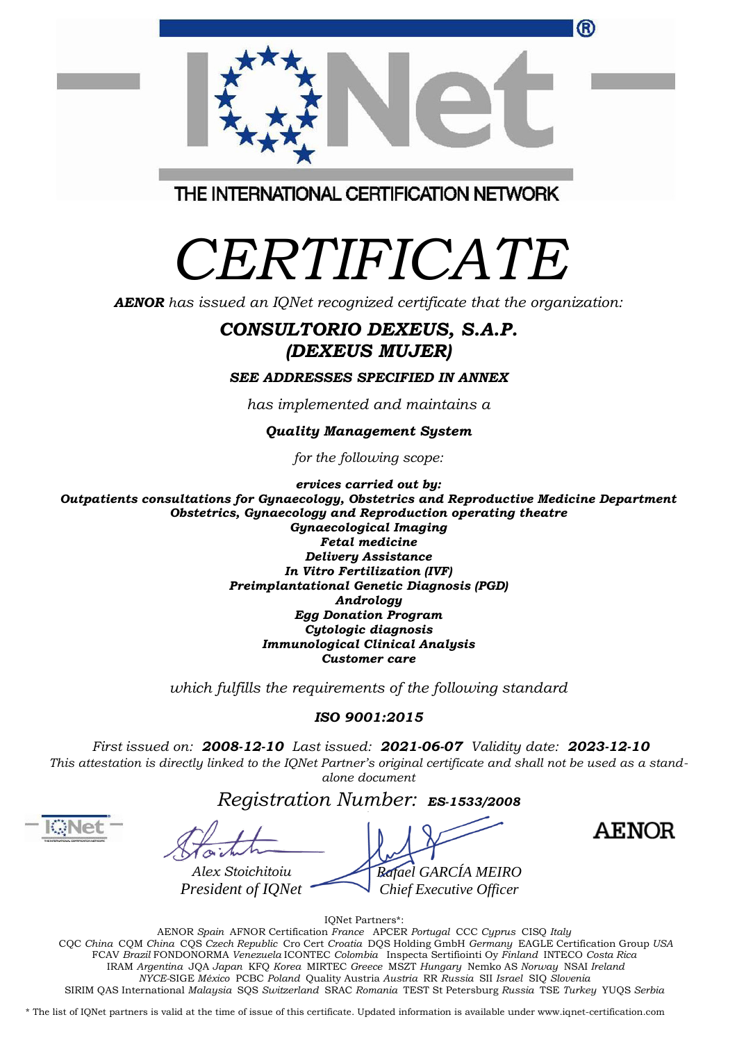THE INTERNATIONAL CERTIFICATION NETWORK

# *CERTIFICATE*

***AENOR*** *has issued an IQNet recognized certificate that the organization:*

## *CONSULTORIO DEXEUS, S.A.P.*
## *(DEXEUS MUJER)*

***SEE ADDRESSES SPECIFIED IN ANNEX***

*has implemented and maintains a*

***Quality Management System***

*for the following scope:*

***ervices carried out by:***
***Outpatients consultations for Gynaecology, Obstetrics and Reproductive Medicine Department***
***Obstetrics, Gynaecology and Reproduction operating theatre***
***Gynaecological Imaging***
***Fetal medicine***
***Delivery Assistance***
***In Vitro Fertilization (IVF)***
***Preimplantational Genetic Diagnosis (PGD)***
***Andrology***
***Egg Donation Program***
***Cytologic diagnosis***
***Immunological Clinical Analysis***
***Customer care***

*which fulfills the requirements of the following standard*

***ISO 9001:2015***

*First issued on:* ***2008-12-10*** *Last issued:* ***2021-06-07*** *Validity date:* ***2023-12-10***

*This attestation is directly linked to the IQNet Partner's original certificate and shall not be used as a stand-alone document*

*Registration Number:* ***ES-1533/2008***

*Alex Stoichitoiu*
*President of IQNet*

*Rafael GARCÍA MEIRO*
*Chief Executive Officer*

AENOR

IQNet Partners*:

AENOR *Spain* AFNOR Certification *France* APCER *Portugal* CCC *Cyprus* CISQ *Italy*
CQC *China* CQM *China* CQS *Czech Republic* Cro Cert *Croatia* DQS Holding GmbH *Germany* EAGLE Certification Group *USA*
FCAV *Brazil* FONDONORMA *Venezuela* ICONTEC *Colombia* Inspecta Sertifiointi Oy *Finland* INTECO *Costa Rica*
IRAM *Argentina* JQA *Japan* KFQ *Korea* MIRTEC *Greece* MSZT *Hungary* Nemko AS *Norway* NSAI *Ireland*
*NYCE*-SIGE *México* PCBC *Poland* Quality Austria *Austria* RR *Russia* SII *Israel* SIQ *Slovenia*
SIRIM QAS International *Malaysia* SQS *Switzerland* SRAC *Romania* TEST St Petersburg *Russia* TSE *Turkey* YUQS *Serbia*

* The list of IQNet partners is valid at the time of issue of this certificate. Updated information is available under www.iqnet-certification.com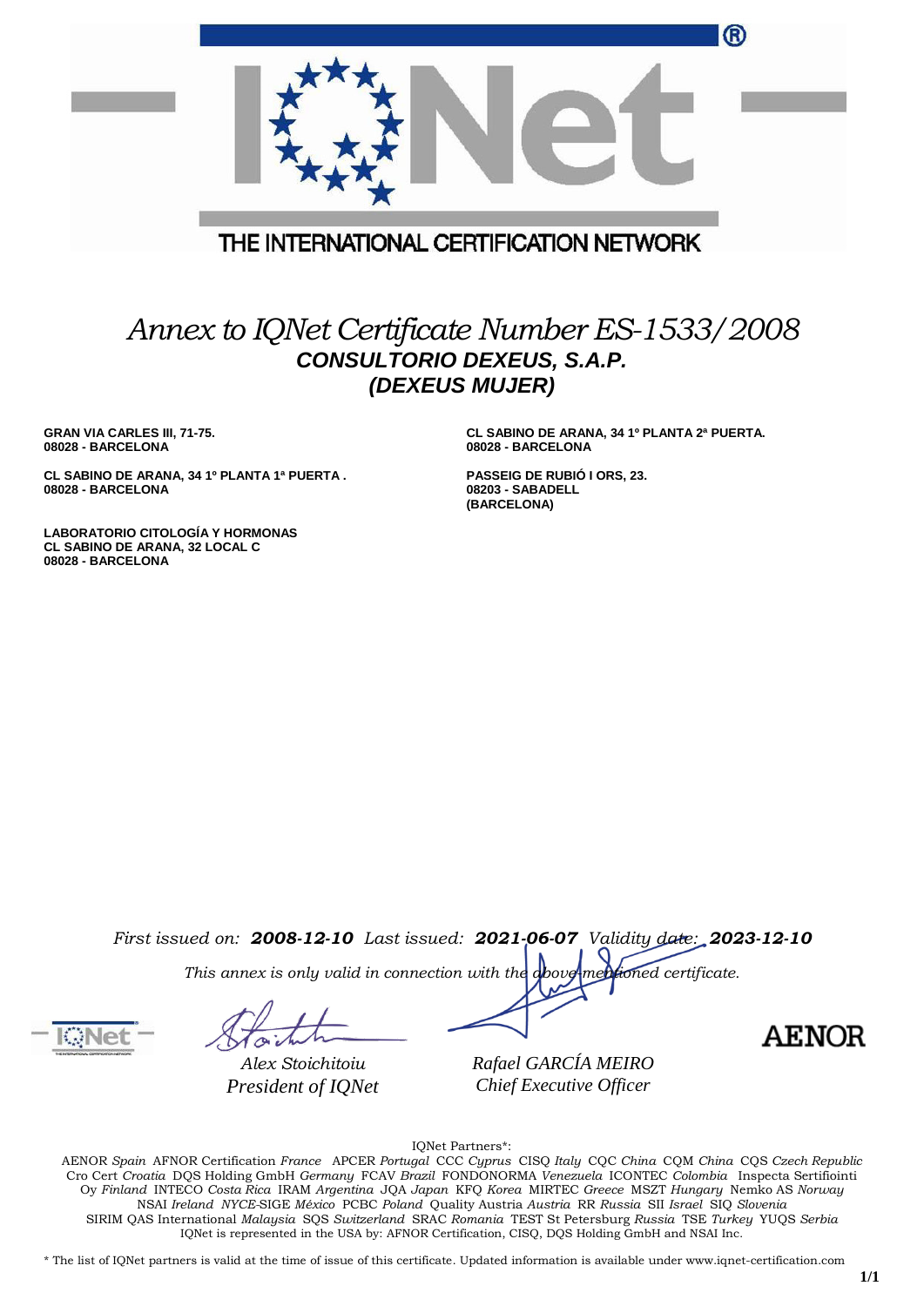THE INTERNATIONAL CERTIFICATION NETWORK

# *Annex to IQNet Certificate Number ES-1533/2008*

## *CONSULTORIO DEXEUS, S.A.P.*
## *(DEXEUS MUJER)*

**GRAN VIA CARLES III, 71-75.**
**08028 - BARCELONA**

**CL SABINO DE ARANA, 34 1º PLANTA 1ª PUERTA .**
**08028 - BARCELONA**

**LABORATORIO CITOLOGÍA Y HORMONAS**
**CL SABINO DE ARANA, 32 LOCAL C**
**08028 - BARCELONA**

**CL SABINO DE ARANA, 34 1º PLANTA 2ª PUERTA.**
**08028 - BARCELONA**

**PASSEIG DE RUBIÓ I ORS, 23.**
**08203 - SABADELL**
**(BARCELONA)**

*First issued on:* ***2008-12-10*** *Last issued:* ***2021-06-07*** *Validity date:* ***2023-12-10***

*This annex is only valid in connection with the above-mentioned certificate.*

*Alex Stoichitoiu*
*President of IQNet*

*Rafael GARCÍA MEIRO*
*Chief Executive Officer*

AENOR

IQNet Partners*:

AENOR *Spain* AFNOR Certification *France* APCER *Portugal* CCC *Cyprus* CISQ *Italy* CQC *China* CQM *China* CQS *Czech Republic* Cro Cert *Croatia* DQS Holding GmbH *Germany* FCAV *Brazil* FONDONORMA *Venezuela* ICONTEC *Colombia* Inspecta Sertifiointi Oy *Finland* INTECO *Costa Rica* IRAM *Argentina* JQA *Japan* KFQ *Korea* MIRTEC *Greece* MSZT *Hungary* Nemko AS *Norway* NSAI *Ireland* *NYCE*-SIGE *México* PCBC *Poland* Quality Austria *Austria* RR *Russia* SII *Israel* SIQ *Slovenia* SIRIM QAS International *Malaysia* SQS *Switzerland* SRAC *Romania* TEST St Petersburg *Russia* TSE *Turkey* YUQS *Serbia*
IQNet is represented in the USA by: AFNOR Certification, CISQ, DQS Holding GmbH and NSAI Inc.

\* The list of IQNet partners is valid at the time of issue of this certificate. Updated information is available under www.iqnet-certification.com